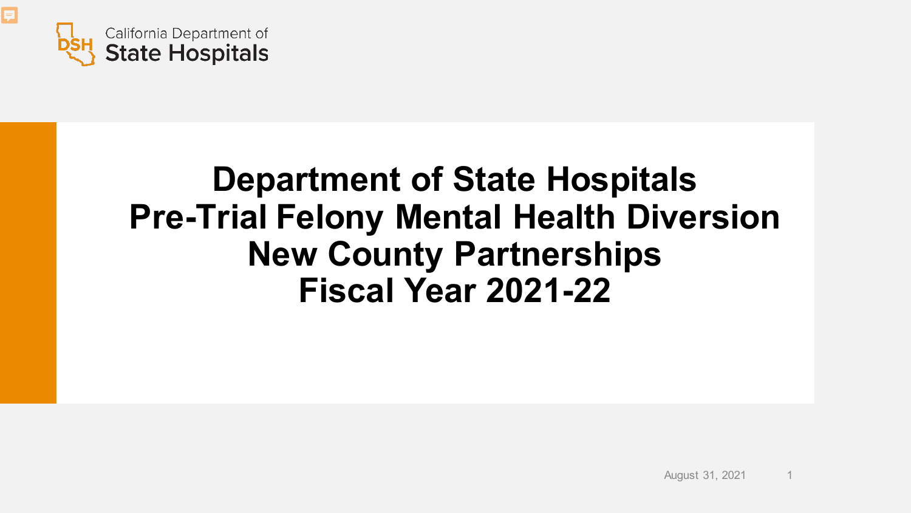California Department of
State Hospitals

# Department of State Hospitals Pre-Trial Felony Mental Health Diversion New County Partnerships Fiscal Year 2021-22

August 31, 2021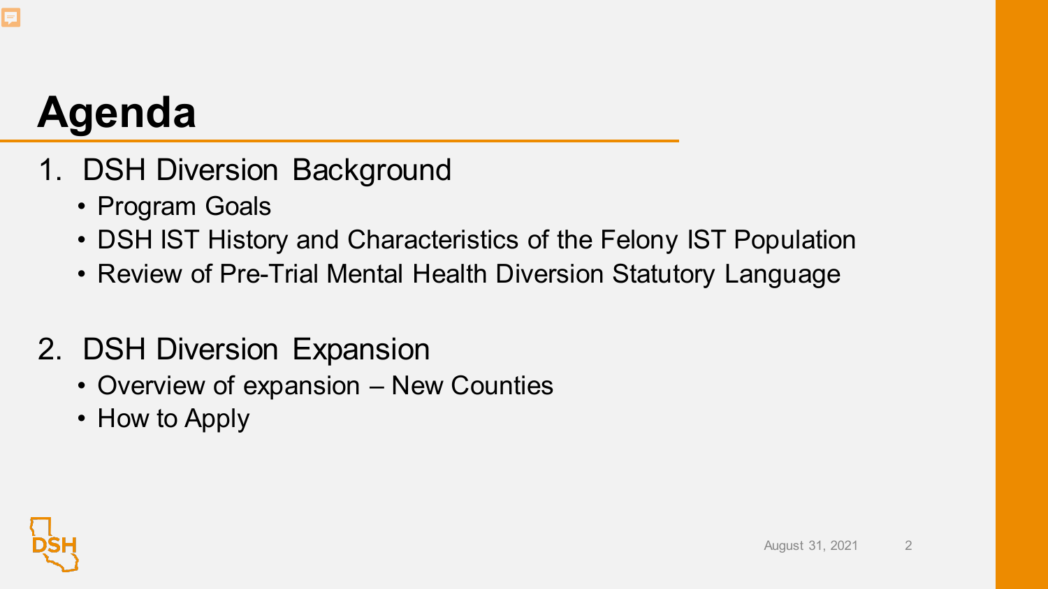# Agenda

1. DSH Diversion Background
   - Program Goals
   - DSH IST History and Characteristics of the Felony IST Population
   - Review of Pre-Trial Mental Health Diversion Statutory Language

2. DSH Diversion Expansion
   - Overview of expansion – New Counties
   - How to Apply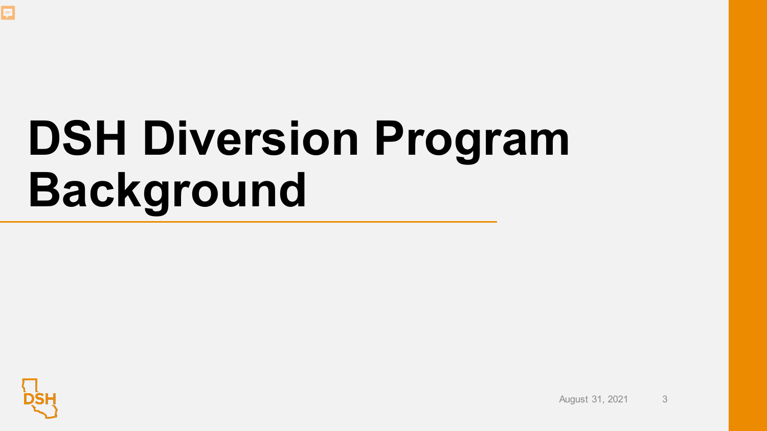# DSH Diversion Program Background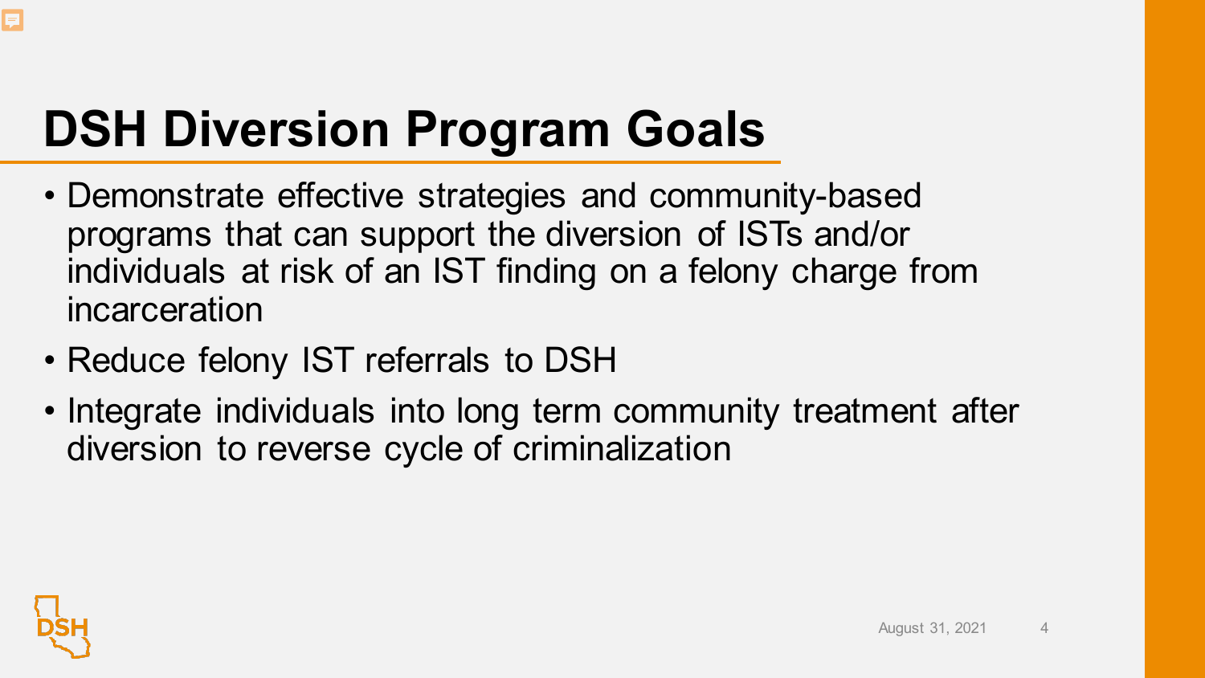# DSH Diversion Program Goals

- Demonstrate effective strategies and community-based programs that can support the diversion of ISTs and/or individuals at risk of an IST finding on a felony charge from incarceration
- Reduce felony IST referrals to DSH
- Integrate individuals into long term community treatment after diversion to reverse cycle of criminalization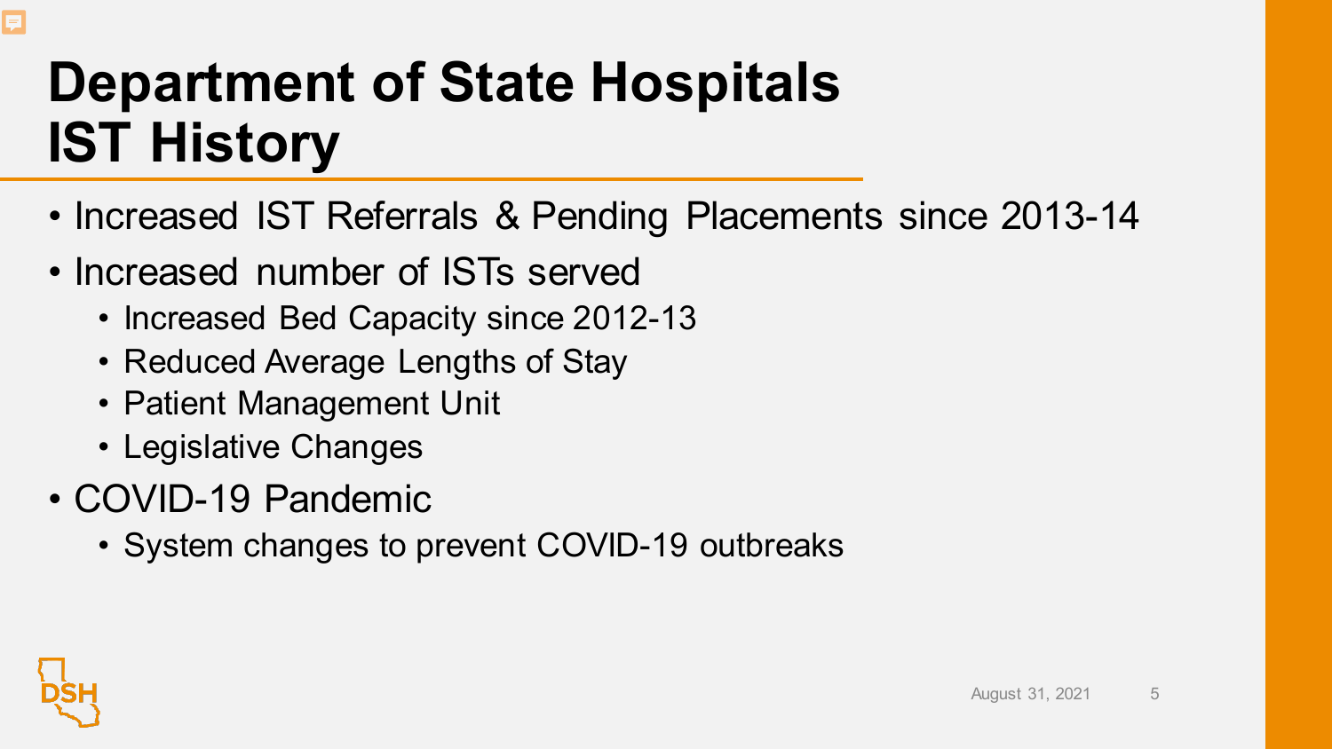# Department of State Hospitals IST History

- Increased IST Referrals & Pending Placements since 2013-14
- Increased number of ISTs served
  - Increased Bed Capacity since 2012-13
  - Reduced Average Lengths of Stay
  - Patient Management Unit
  - Legislative Changes
- COVID-19 Pandemic
  - System changes to prevent COVID-19 outbreaks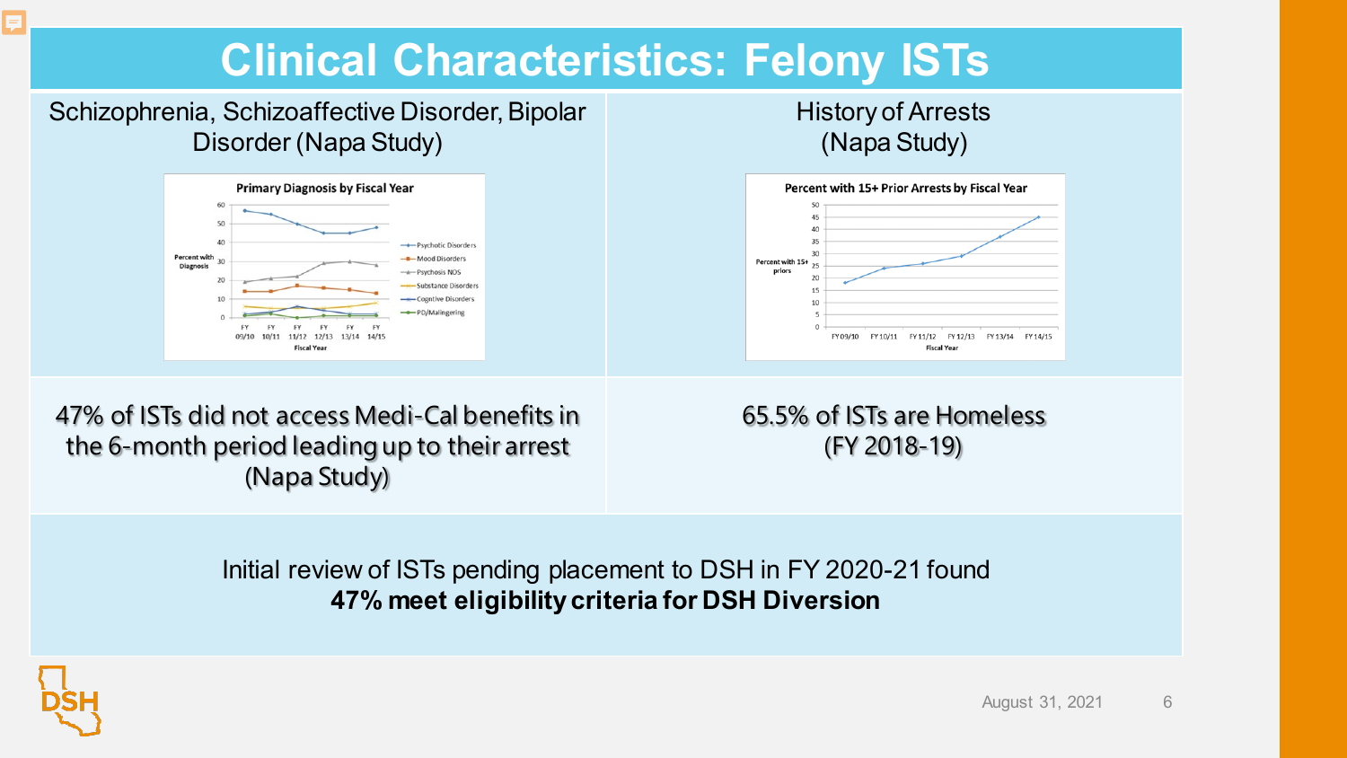# Clinical Characteristics: Felony ISTs

Schizophrenia, Schizoaffective Disorder, Bipolar Disorder (Napa Study)

**Primary Diagnosis by Fiscal Year**

History of Arrests (Napa Study)

**Percent with 15+ Prior Arrests by Fiscal Year**

47% of ISTs did not access Medi-Cal benefits in the 6-month period leading up to their arrest (Napa Study)

65.5% of ISTs are Homeless (FY 2018-19)

Initial review of ISTs pending placement to DSH in FY 2020-21 found **47% meet eligibility criteria for DSH Diversion**

August 31, 2021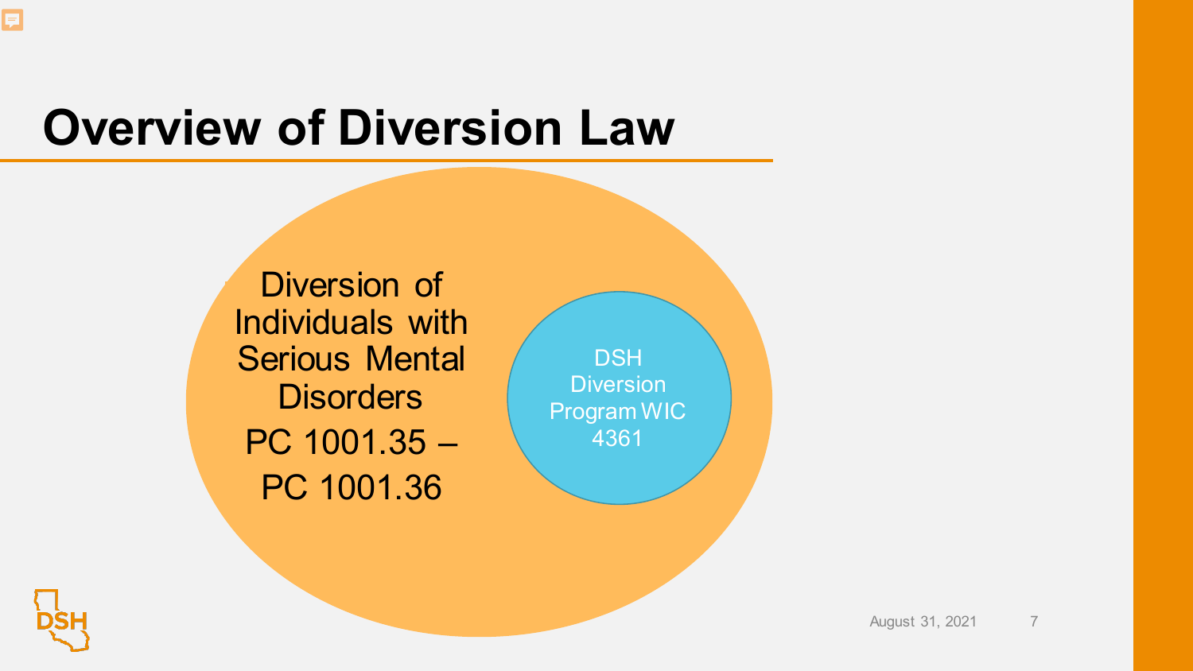# Overview of Diversion Law

Diversion of Individuals with Serious Mental Disorders

PC 1001.35 – PC 1001.36

DSH Diversion Program WIC 4361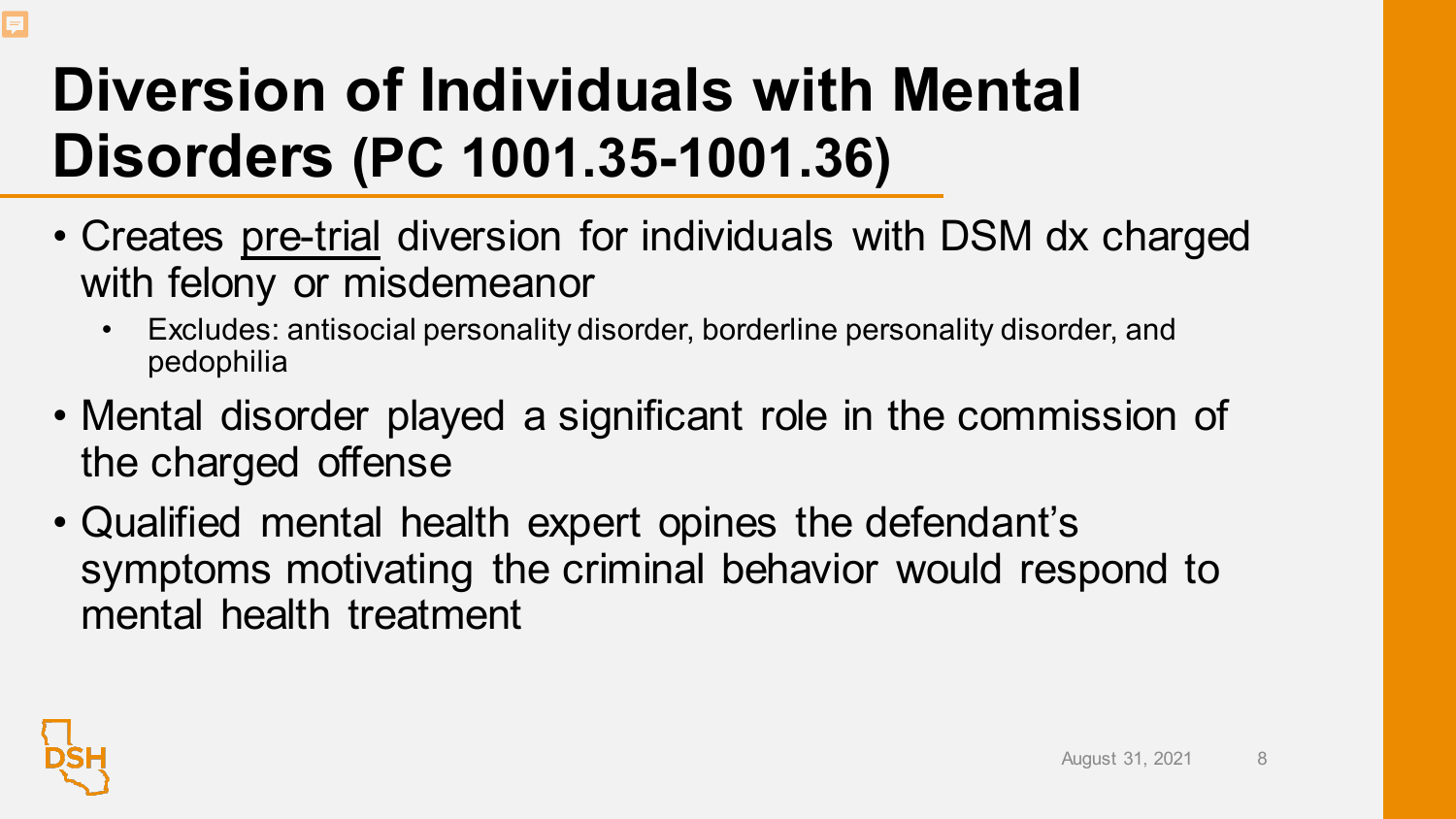# Diversion of Individuals with Mental Disorders (PC 1001.35-1001.36)

- Creates pre-trial diversion for individuals with DSM dx charged with felony or misdemeanor
  - Excludes: antisocial personality disorder, borderline personality disorder, and pedophilia
- Mental disorder played a significant role in the commission of the charged offense
- Qualified mental health expert opines the defendant's symptoms motivating the criminal behavior would respond to mental health treatment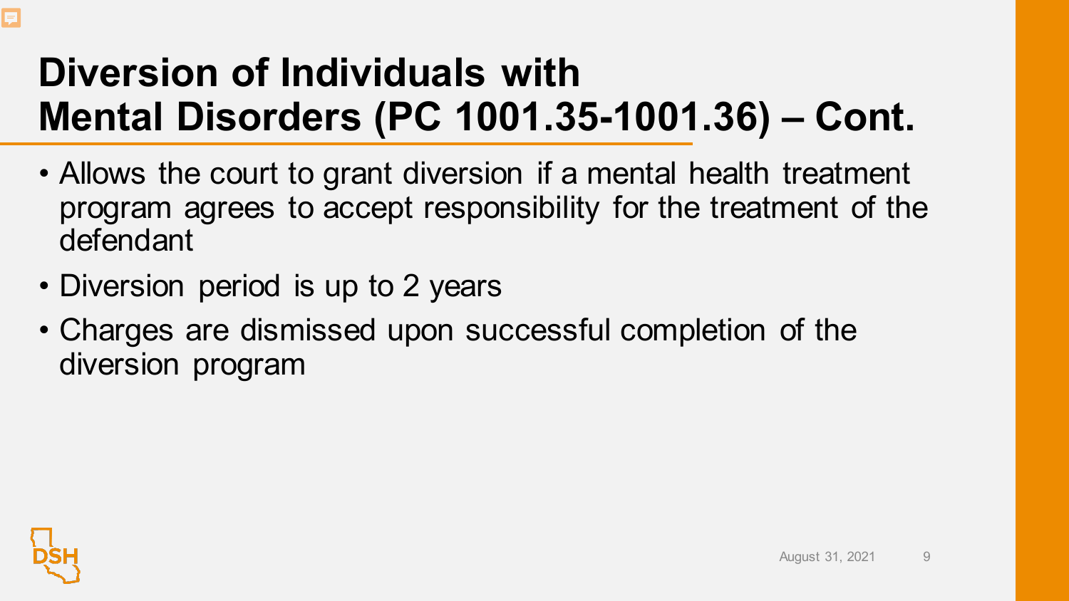# Diversion of Individuals with Mental Disorders (PC 1001.35-1001.36) – Cont.

- Allows the court to grant diversion if a mental health treatment program agrees to accept responsibility for the treatment of the defendant
- Diversion period is up to 2 years
- Charges are dismissed upon successful completion of the diversion program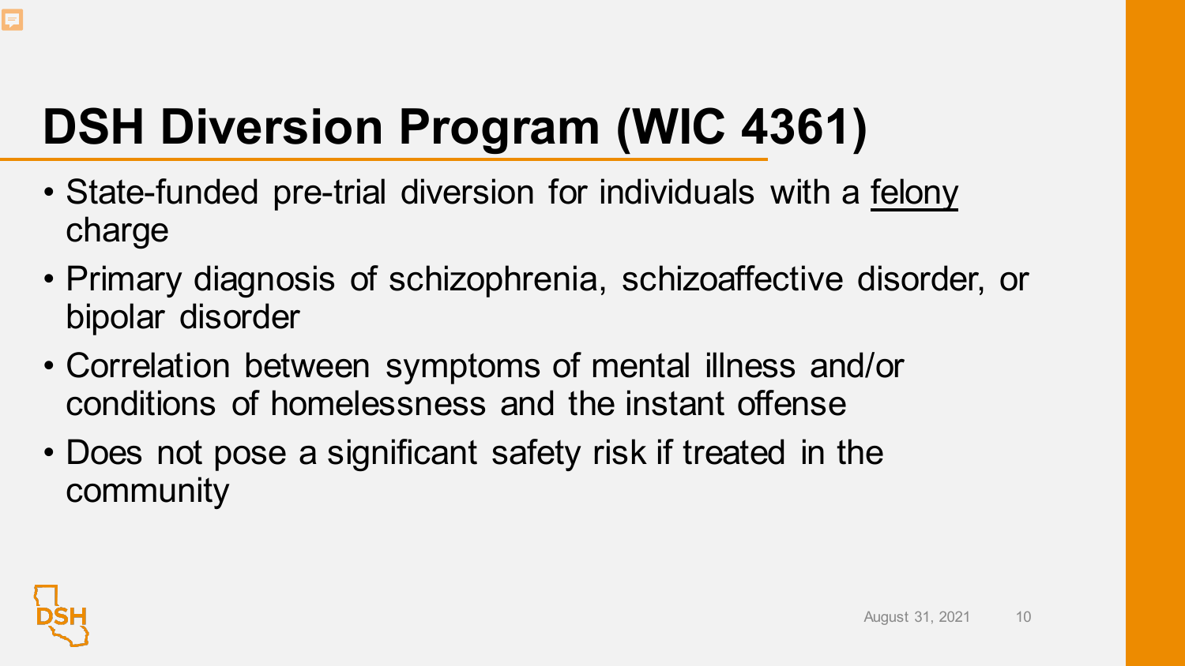# DSH Diversion Program (WIC 4361)

- State-funded pre-trial diversion for individuals with a <u>felony</u> charge
- Primary diagnosis of schizophrenia, schizoaffective disorder, or bipolar disorder
- Correlation between symptoms of mental illness and/or conditions of homelessness and the instant offense
- Does not pose a significant safety risk if treated in the community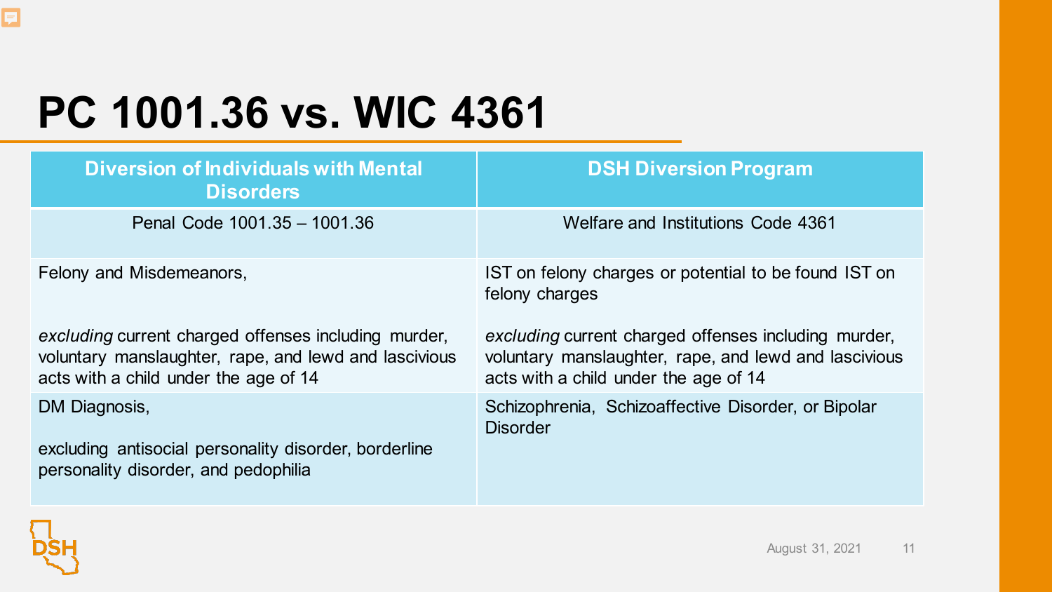# PC 1001.36 vs. WIC 4361

| Diversion of Individuals with Mental Disorders | DSH Diversion Program |
|---|---|
| Penal Code 1001.35 – 1001.36 | Welfare and Institutions Code 4361 |
| Felony and Misdemeanors,<br><br>*excluding* current charged offenses including murder, voluntary manslaughter, rape, and lewd and lascivious acts with a child under the age of 14 | IST on felony charges or potential to be found IST on felony charges<br><br>*excluding* current charged offenses including murder, voluntary manslaughter, rape, and lewd and lascivious acts with a child under the age of 14 |
| DM Diagnosis,<br><br>excluding antisocial personality disorder, borderline personality disorder, and pedophilia | Schizophrenia, Schizoaffective Disorder, or Bipolar Disorder |

August 31, 2021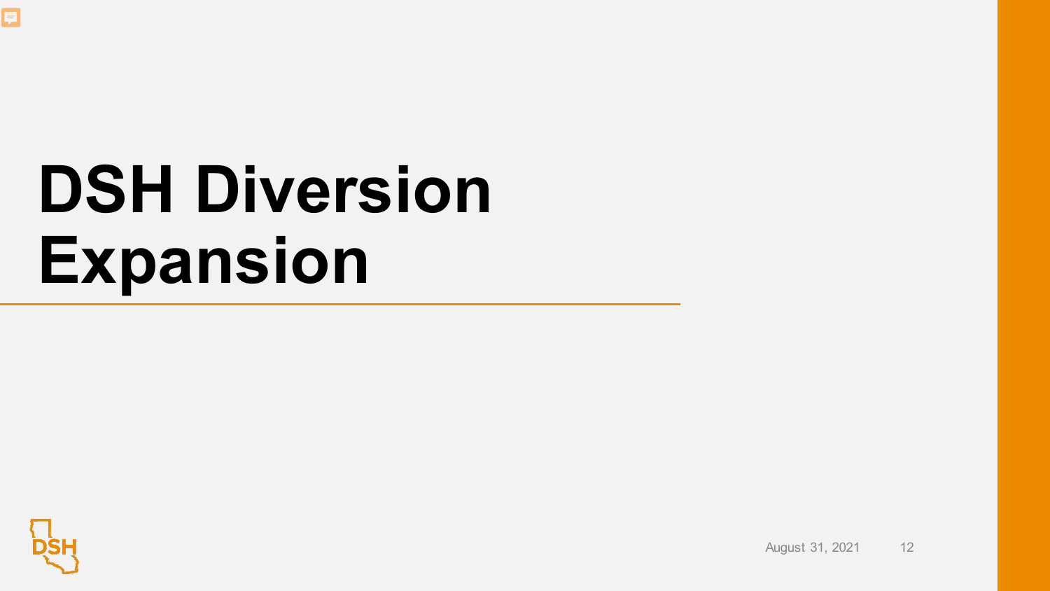# DSH Diversion Expansion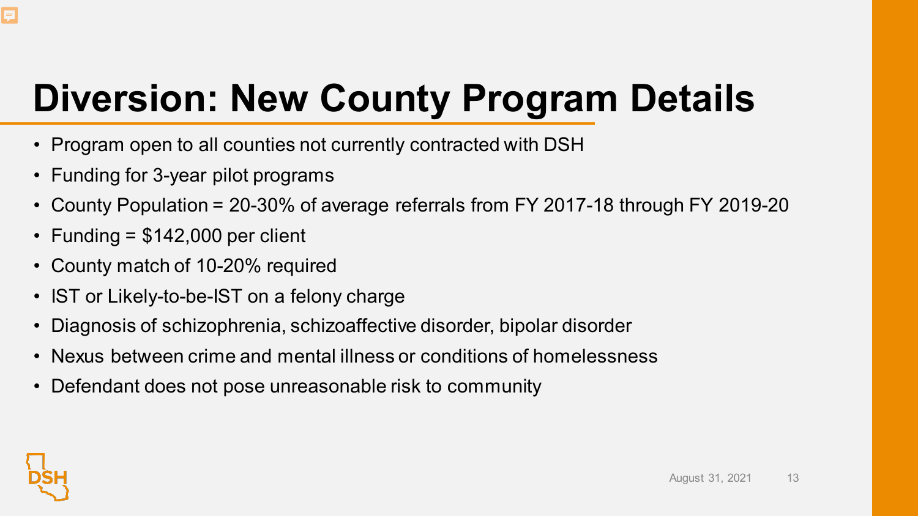# Diversion: New County Program Details

- Program open to all counties not currently contracted with DSH
- Funding for 3-year pilot programs
- County Population = 20-30% of average referrals from FY 2017-18 through FY 2019-20
- Funding = $142,000 per client
- County match of 10-20% required
- IST or Likely-to-be-IST on a felony charge
- Diagnosis of schizophrenia, schizoaffective disorder, bipolar disorder
- Nexus between crime and mental illness or conditions of homelessness
- Defendant does not pose unreasonable risk to community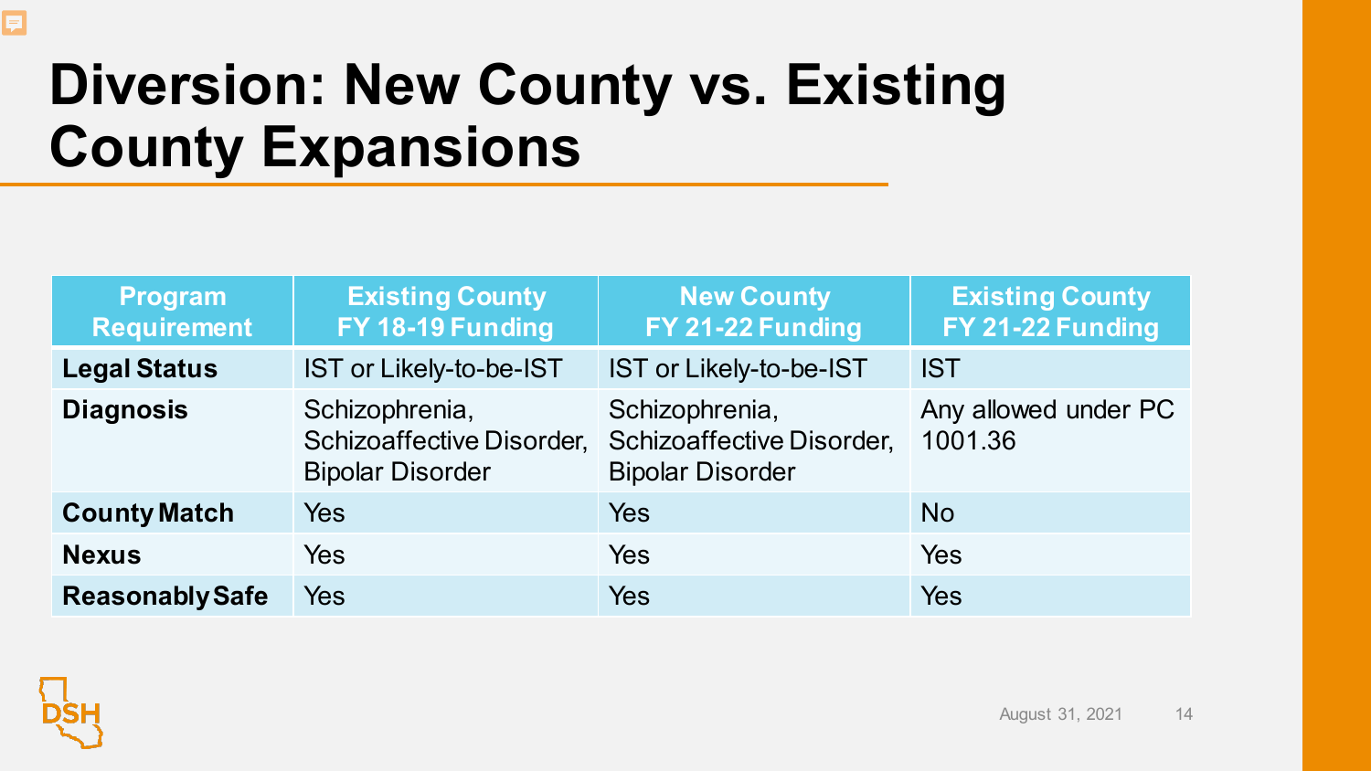# Diversion: New County vs. Existing County Expansions

| Program Requirement | Existing County FY 18-19 Funding | New County FY 21-22 Funding | Existing County FY 21-22 Funding |
| --- | --- | --- | --- |
| **Legal Status** | IST or Likely-to-be-IST | IST or Likely-to-be-IST | IST |
| **Diagnosis** | Schizophrenia, Schizoaffective Disorder, Bipolar Disorder | Schizophrenia, Schizoaffective Disorder, Bipolar Disorder | Any allowed under PC 1001.36 |
| **County Match** | Yes | Yes | No |
| **Nexus** | Yes | Yes | Yes |
| **Reasonably Safe** | Yes | Yes | Yes |

August 31, 2021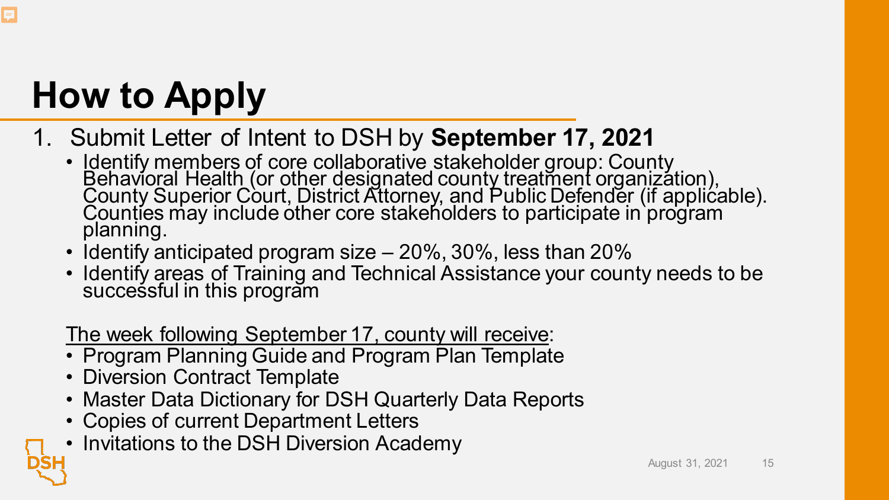# How to Apply

1. Submit Letter of Intent to DSH by **September 17, 2021**
   - Identify members of core collaborative stakeholder group: County Behavioral Health (or other designated county treatment organization), County Superior Court, District Attorney, and Public Defender (if applicable). Counties may include other core stakeholders to participate in program planning.
   - Identify anticipated program size – 20%, 30%, less than 20%
   - Identify areas of Training and Technical Assistance your county needs to be successful in this program

   <u>The week following September 17, county will receive</u>:
   - Program Planning Guide and Program Plan Template
   - Diversion Contract Template
   - Master Data Dictionary for DSH Quarterly Data Reports
   - Copies of current Department Letters
   - Invitations to the DSH Diversion Academy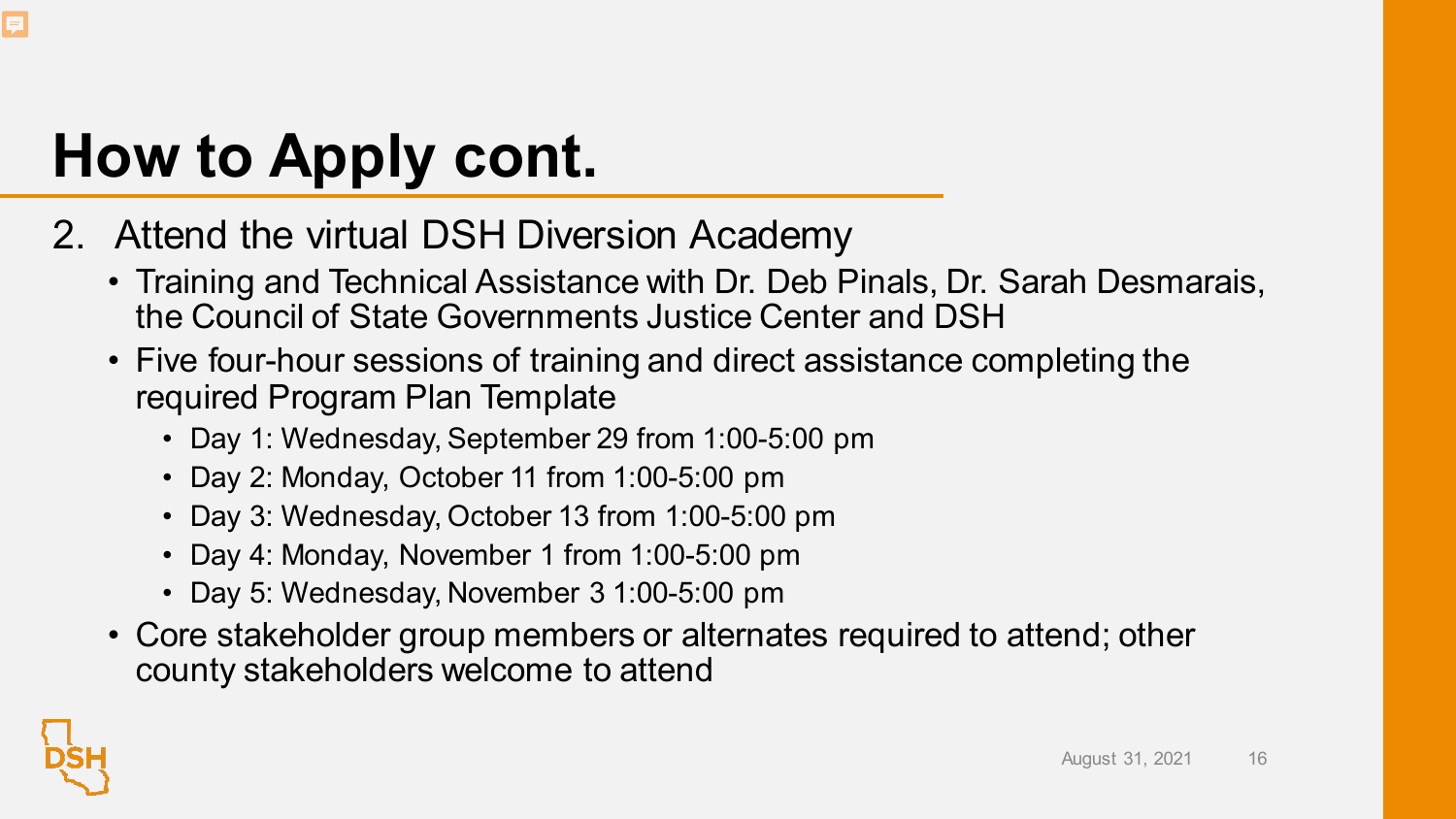# How to Apply cont.

2. Attend the virtual DSH Diversion Academy
   - Training and Technical Assistance with Dr. Deb Pinals, Dr. Sarah Desmarais, the Council of State Governments Justice Center and DSH
   - Five four-hour sessions of training and direct assistance completing the required Program Plan Template
     - Day 1: Wednesday, September 29 from 1:00-5:00 pm
     - Day 2: Monday, October 11 from 1:00-5:00 pm
     - Day 3: Wednesday, October 13 from 1:00-5:00 pm
     - Day 4: Monday, November 1 from 1:00-5:00 pm
     - Day 5: Wednesday, November 3 1:00-5:00 pm
   - Core stakeholder group members or alternates required to attend; other county stakeholders welcome to attend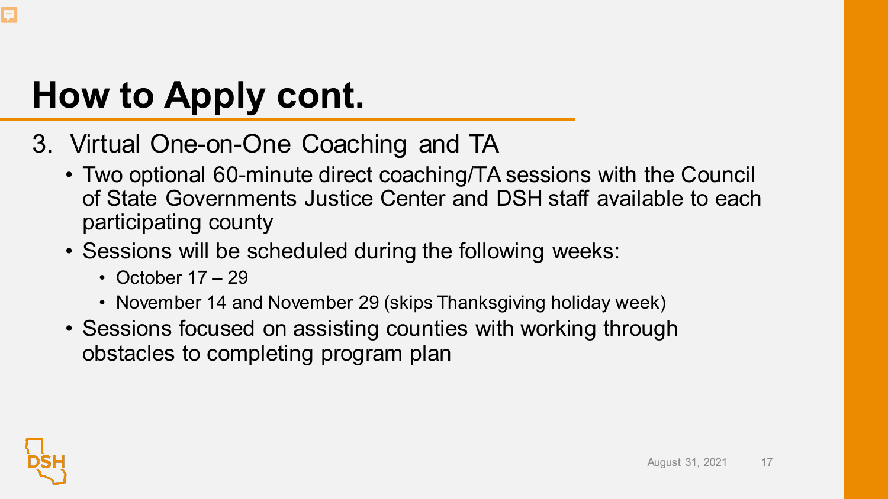# How to Apply cont.

3. Virtual One-on-One Coaching and TA
   - Two optional 60-minute direct coaching/TA sessions with the Council of State Governments Justice Center and DSH staff available to each participating county
   - Sessions will be scheduled during the following weeks:
     - October 17 – 29
     - November 14 and November 29 (skips Thanksgiving holiday week)
   - Sessions focused on assisting counties with working through obstacles to completing program plan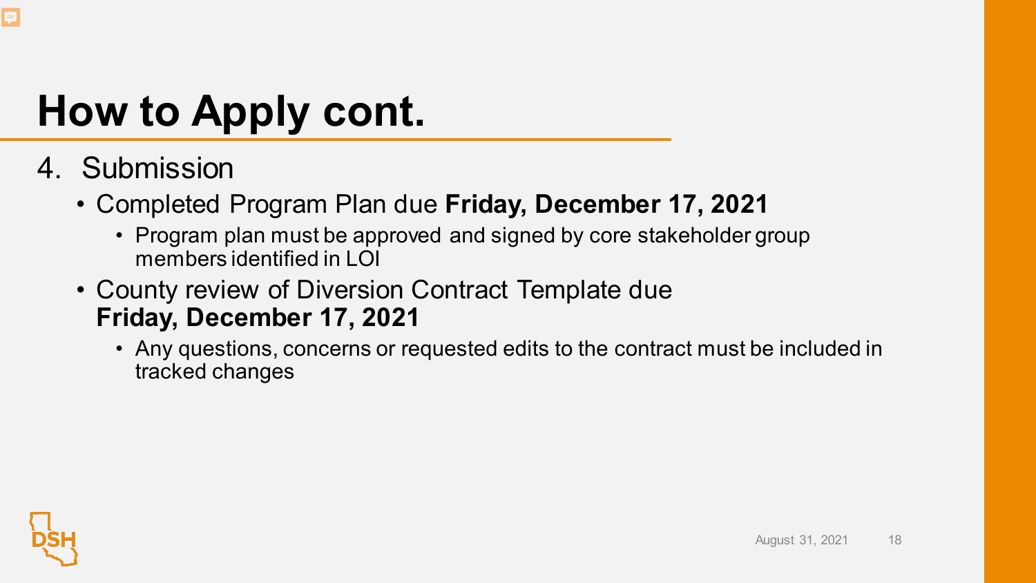# How to Apply cont.

4. Submission
   - Completed Program Plan due **Friday, December 17, 2021**
     - Program plan must be approved and signed by core stakeholder group members identified in LOI
   - County review of Diversion Contract Template due **Friday, December 17, 2021**
     - Any questions, concerns or requested edits to the contract must be included in tracked changes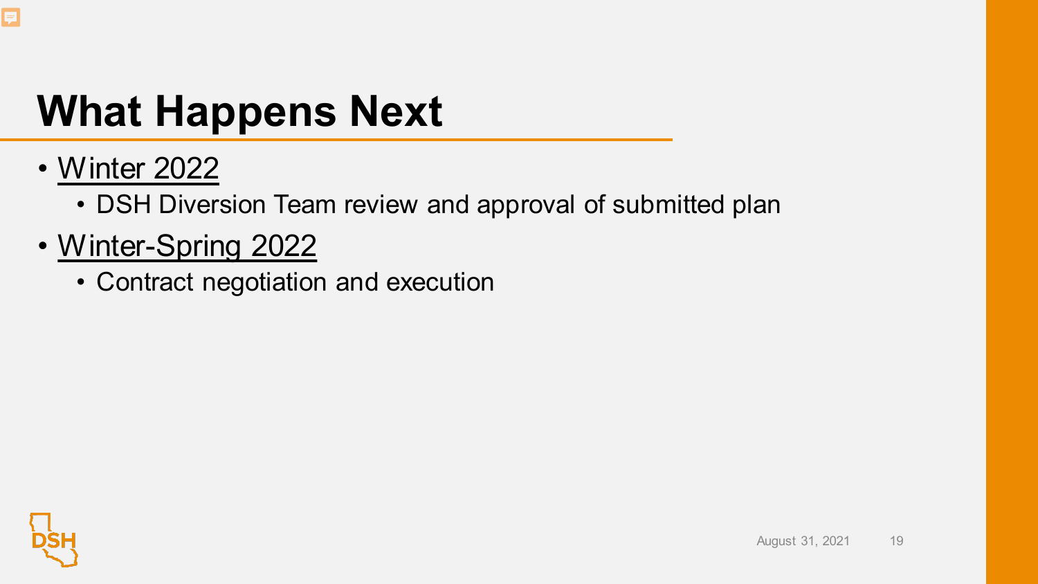# What Happens Next

- Winter 2022
  - DSH Diversion Team review and approval of submitted plan
- Winter-Spring 2022
  - Contract negotiation and execution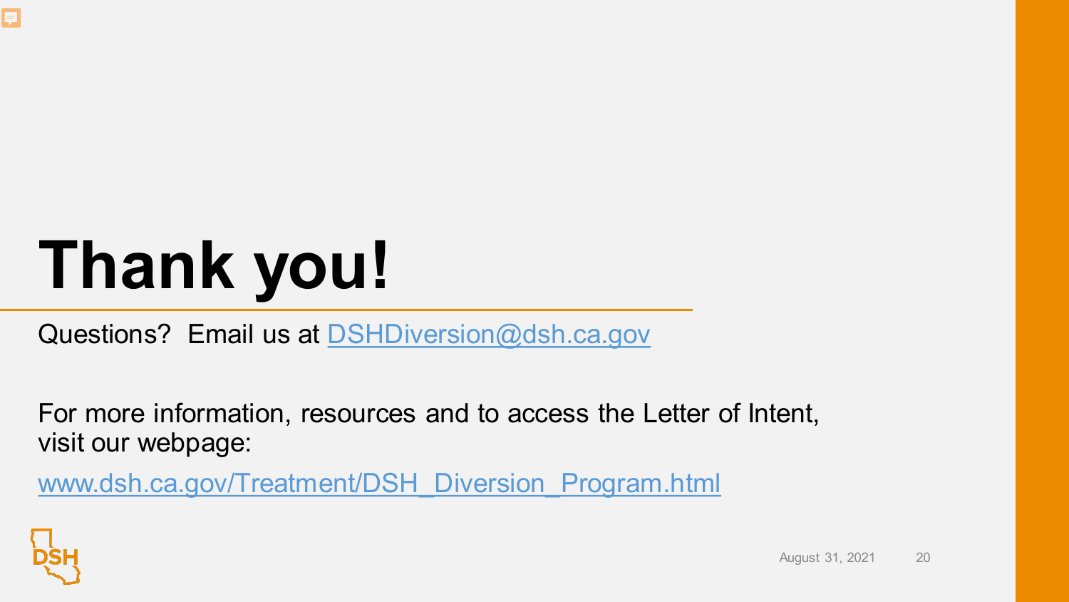# Thank you!

Questions?  Email us at DSHDiversion@dsh.ca.gov

For more information, resources and to access the Letter of Intent, visit our webpage:

www.dsh.ca.gov/Treatment/DSH_Diversion_Program.html

DSH

August 31, 2021